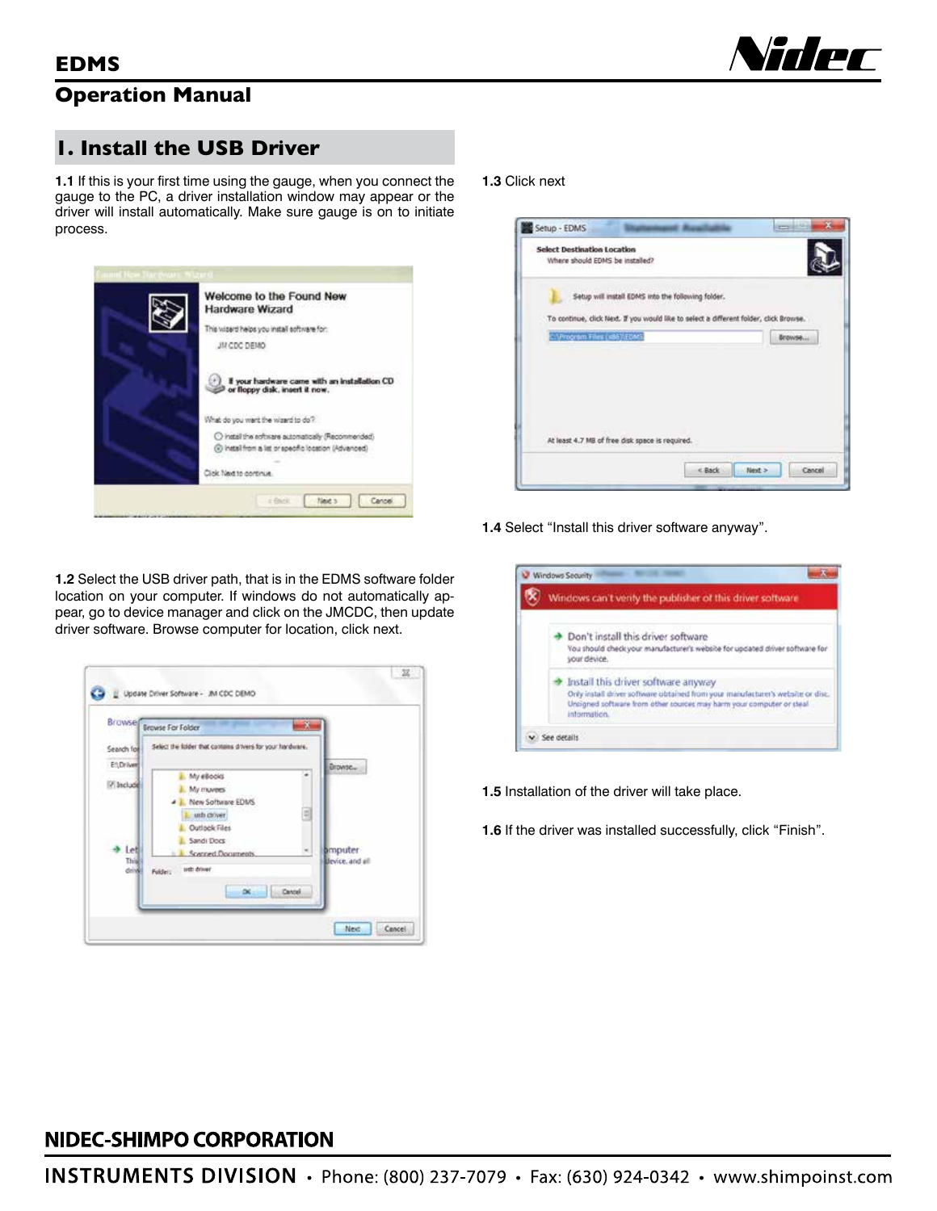# EDMS

## Operation Manual

## I. Install the USB Driver

**1.1** If this is your first time using the gauge, when you connect the gauge to the PC, a driver installation window may appear or the driver will install automatically. Make sure gauge is on to initiate process.

**1.2** Select the USB driver path, that is in the EDMS software folder location on your computer. If windows do not automatically appear, go to device manager and click on the JMCDC, then update driver software. Browse computer for location, click next.

**1.3** Click next

**1.4** Select "Install this driver software anyway".

**1.5** Installation of the driver will take place.

**1.6** If the driver was installed successfully, click "Finish".

**NIDEC-SHIMPO CORPORATION**

**INSTRUMENTS DIVISION** • Phone: (800) 237-7079 • Fax: (630) 924-0342 • www.shimpoinst.com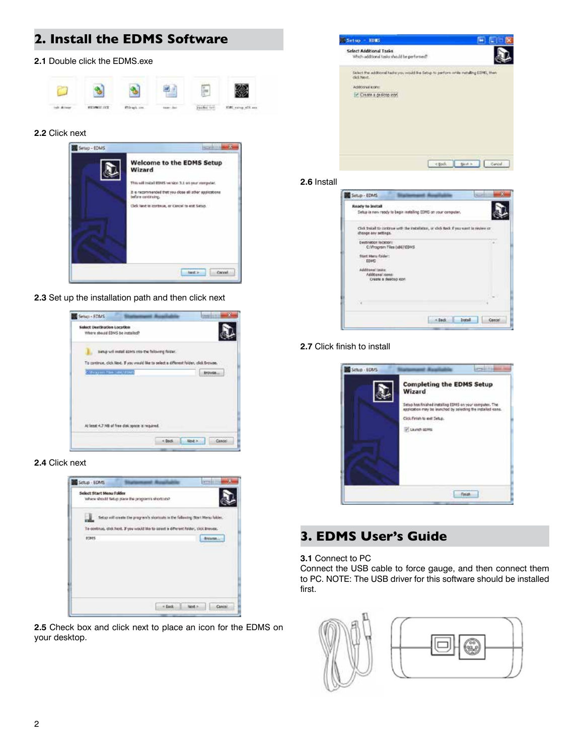## 2. Install the EDMS Software

**2.1** Double click the EDMS.exe

**2.2** Click next

**2.3** Set up the installation path and then click next

**2.4** Click next

**2.5** Check box and click next to place an icon for the EDMS on your desktop.

**2.6** Install

**2.7** Click finish to install

## 3. EDMS User's Guide

**3.1** Connect to PC
Connect the USB cable to force gauge, and then connect them to PC. NOTE: The USB driver for this software should be installed first.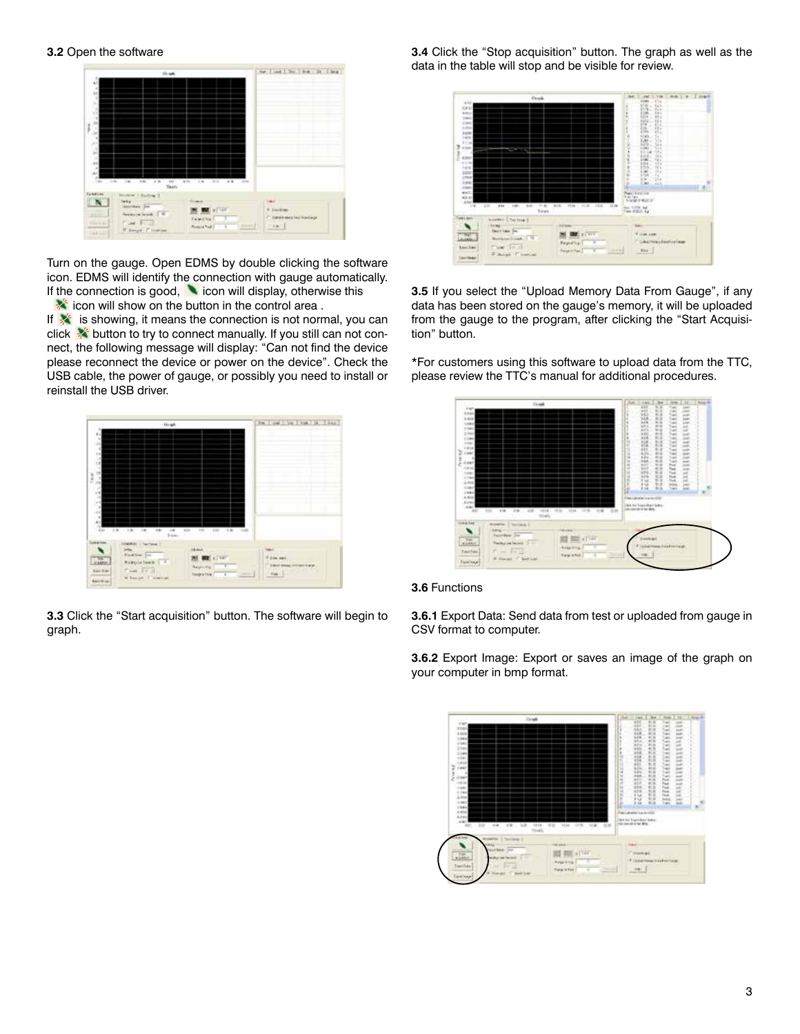**3.2** Open the software

Turn on the gauge. Open EDMS by double clicking the software icon. EDMS will identify the connection with gauge automatically. If the connection is good, icon will display, otherwise this icon will show on the button in the control area .
If is showing, it means the connection is not normal, you can click button to try to connect manually. If you still can not connect, the following message will display: "Can not find the device please reconnect the device or power on the device". Check the USB cable, the power of gauge, or possibly you need to install or reinstall the USB driver.

**3.3** Click the "Start acquisition" button. The software will begin to graph.

**3.4** Click the "Stop acquisition" button. The graph as well as the data in the table will stop and be visible for review.

**3.5** If you select the "Upload Memory Data From Gauge", if any data has been stored on the gauge's memory, it will be uploaded from the gauge to the program, after clicking the "Start Acquisition" button.

*For customers using this software to upload data from the TTC, please review the TTC's manual for additional procedures.

**3.6** Functions

**3.6.1** Export Data: Send data from test or uploaded from gauge in CSV format to computer.

**3.6.2** Export Image: Export or saves an image of the graph on your computer in bmp format.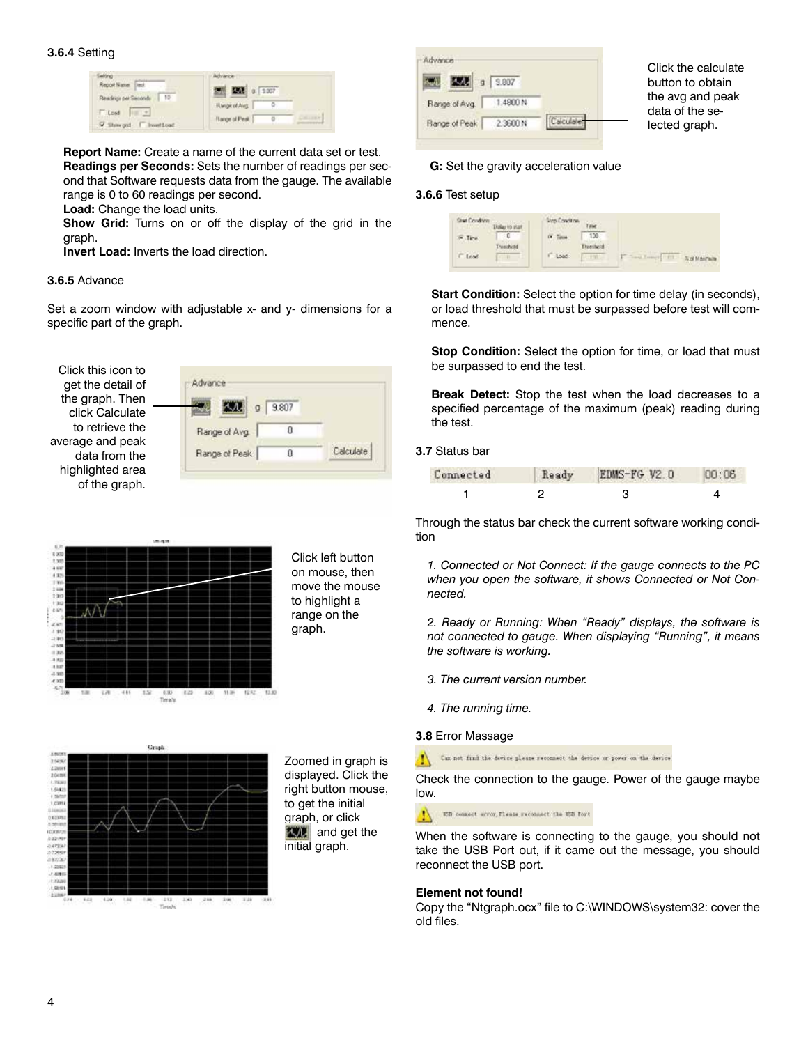### 3.6.4 Setting

**Report Name:** Create a name of the current data set or test.
**Readings per Seconds:** Sets the number of readings per second that Software requests data from the gauge. The available range is 0 to 60 readings per second.
**Load:** Change the load units.
**Show Grid:** Turns on or off the display of the grid in the graph.
**Invert Load:** Inverts the load direction.

### 3.6.5 Advance

Set a zoom window with adjustable x- and y- dimensions for a specific part of the graph.

Click this icon to get the detail of the graph. Then click Calculate to retrieve the average and peak data from the highlighted area of the graph.

Click left button on mouse, then move the mouse to highlight a range on the graph.

Zoomed in graph is displayed. Click the right button mouse, to get the initial graph, or click and get the initial graph.

Click the calculate button to obtain the avg and peak data of the selected graph.

**G:** Set the gravity acceleration value

### 3.6.6 Test setup

**Start Condition:** Select the option for time delay (in seconds), or load threshold that must be surpassed before test will commence.

**Stop Condition:** Select the option for time, or load that must be surpassed to end the test.

**Break Detect:** Stop the test when the load decreases to a specified percentage of the maximum (peak) reading during the test.

### 3.7 Status bar

| Connected | Ready | EDMS-FG V2.0 | 00:06 |
|---|---|---|---|
| 1 | 2 | 3 | 4 |

Through the status bar check the current software working condition

*1. Connected or Not Connect: If the gauge connects to the PC when you open the software, it shows Connected or Not Connected.*

*2. Ready or Running: When "Ready" displays, the software is not connected to gauge. When displaying "Running", it means the software is working.*

*3. The current version number.*

*4. The running time.*

### 3.8 Error Massage

Can not find the device please reconnect the device or power on the device

Check the connection to the gauge. Power of the gauge maybe low.

USB connect error, Please reconnect the USB Port

When the software is connecting to the gauge, you should not take the USB Port out, if it came out the message, you should reconnect the USB port.

**Element not found!**
Copy the "Ntgraph.ocx" file to C:\WINDOWS\system32: cover the old files.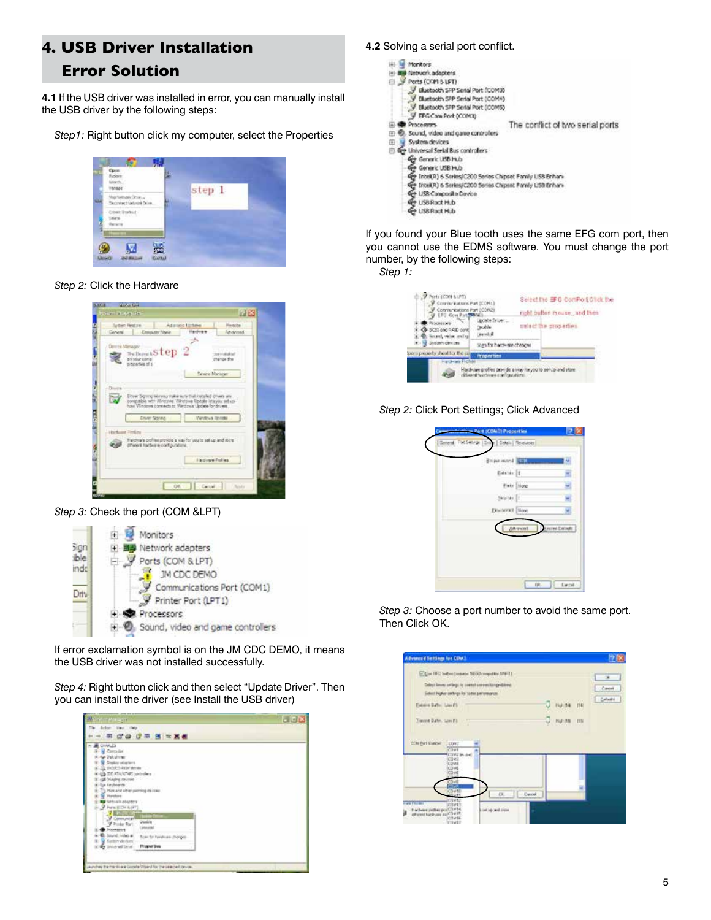# 4. USB Driver Installation Error Solution

**4.1** If the USB driver was installed in error, you can manually install the USB driver by the following steps:

*Step1:* Right button click my computer, select the Properties

*Step 2:* Click the Hardware

*Step 3:* Check the port (COM &LPT)

If error exclamation symbol is on the JM CDC DEMO, it means the USB driver was not installed successfully.

*Step 4:* Right button click and then select "Update Driver". Then you can install the driver (see Install the USB driver)

**4.2** Solving a serial port conflict.

If you found your Blue tooth uses the same EFG com port, then you cannot use the EDMS software. You must change the port number, by the following steps:

*Step 1:*

*Step 2:* Click Port Settings; Click Advanced

*Step 3:* Choose a port number to avoid the same port. Then Click OK.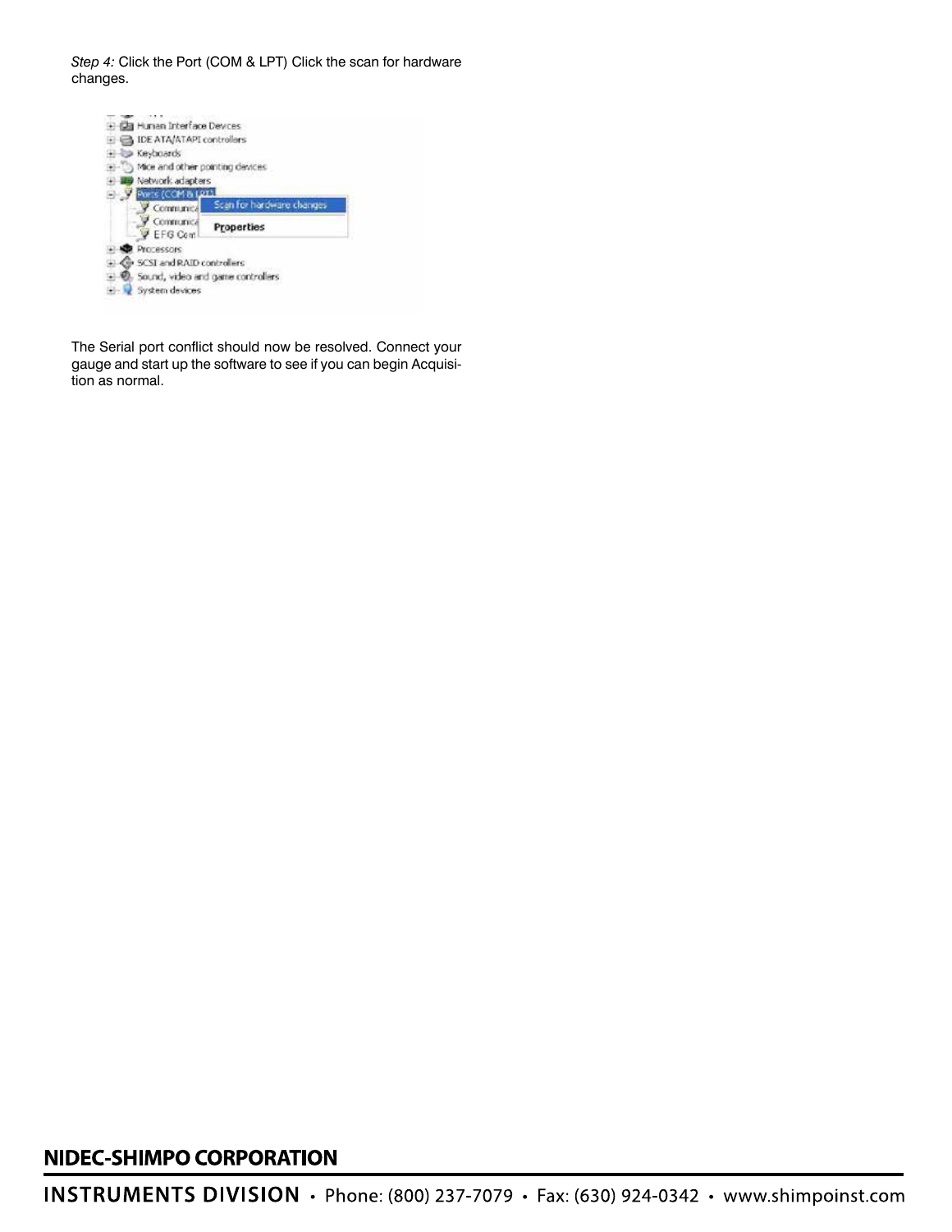*Step 4:* Click the Port (COM & LPT) Click the scan for hardware changes.

The Serial port conflict should now be resolved. Connect your gauge and start up the software to see if you can begin Acquisition as normal.